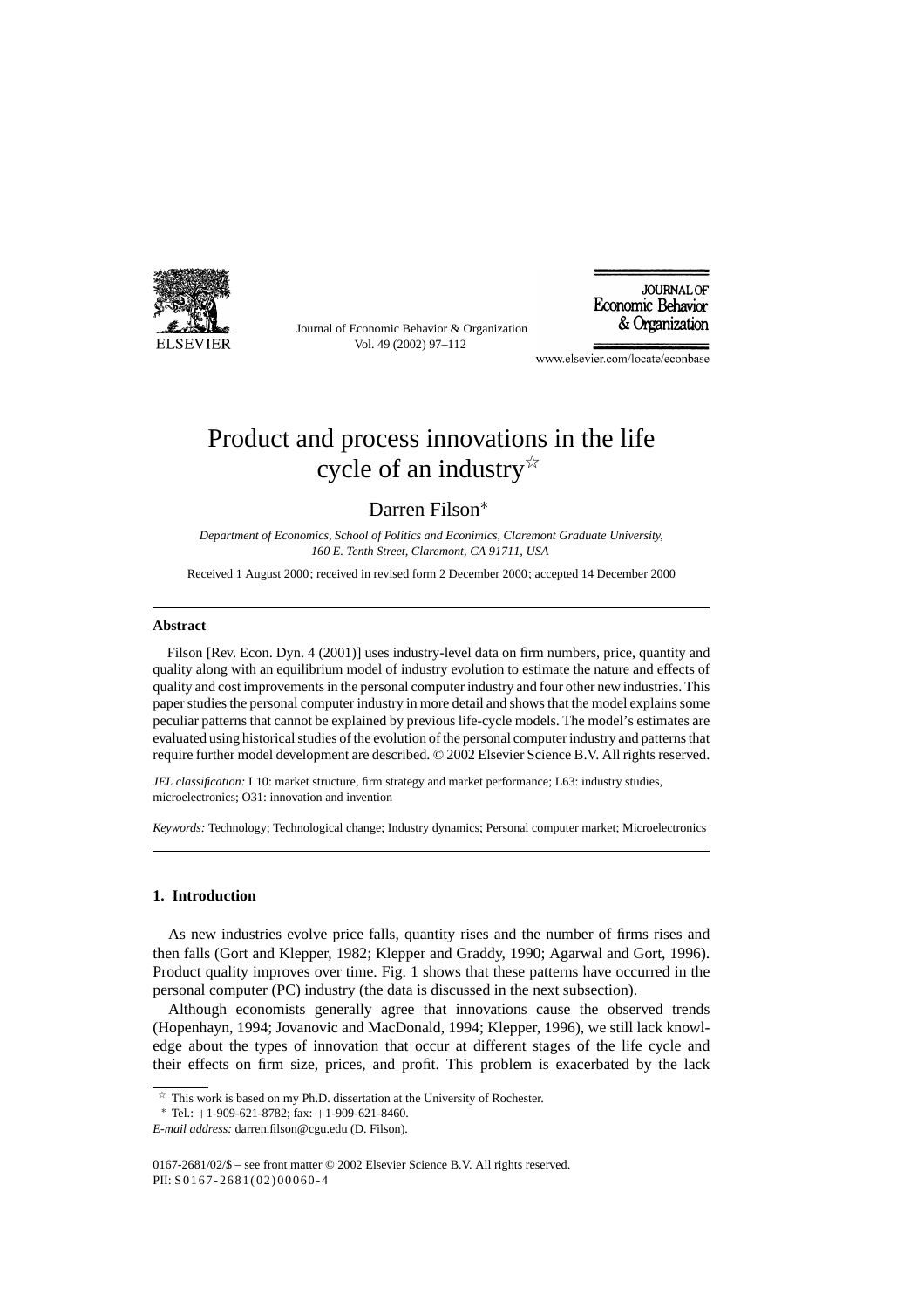# Product and process innovations in the life cycle of an industry☆

Darren Filson*

*Department of Economics, School of Politics and Econimics, Claremont Graduate University, 160 E. Tenth Street, Claremont, CA 91711, USA*

Received 1 August 2000; received in revised form 2 December 2000; accepted 14 December 2000

---

**Abstract**

Filson [Rev. Econ. Dyn. 4 (2001)] uses industry-level data on firm numbers, price, quantity and quality along with an equilibrium model of industry evolution to estimate the nature and effects of quality and cost improvements in the personal computer industry and four other new industries. This paper studies the personal computer industry in more detail and shows that the model explains some peculiar patterns that cannot be explained by previous life-cycle models. The model's estimates are evaluated using historical studies of the evolution of the personal computer industry and patterns that require further model development are described. © 2002 Elsevier Science B.V. All rights reserved.

*JEL classification:* L10: market structure, firm strategy and market performance; L63: industry studies, microelectronics; O31: innovation and invention

*Keywords:* Technology; Technological change; Industry dynamics; Personal computer market; Microelectronics

---

## 1. Introduction

As new industries evolve price falls, quantity rises and the number of firms rises and then falls (Gort and Klepper, 1982; Klepper and Graddy, 1990; Agarwal and Gort, 1996). Product quality improves over time. Fig. 1 shows that these patterns have occurred in the personal computer (PC) industry (the data is discussed in the next subsection).

Although economists generally agree that innovations cause the observed trends (Hopenhayn, 1994; Jovanovic and MacDonald, 1994; Klepper, 1996), we still lack knowledge about the types of innovation that occur at different stages of the life cycle and their effects on firm size, prices, and profit. This problem is exacerbated by the lack

---

☆ This work is based on my Ph.D. dissertation at the University of Rochester.

\* Tel.: +1-909-621-8782; fax: +1-909-621-8460.

*E-mail address:* darren.filson@cgu.edu (D. Filson).

0167-2681/02/$ – see front matter © 2002 Elsevier Science B.V. All rights reserved.
PII: S0167-2681(02)00060-4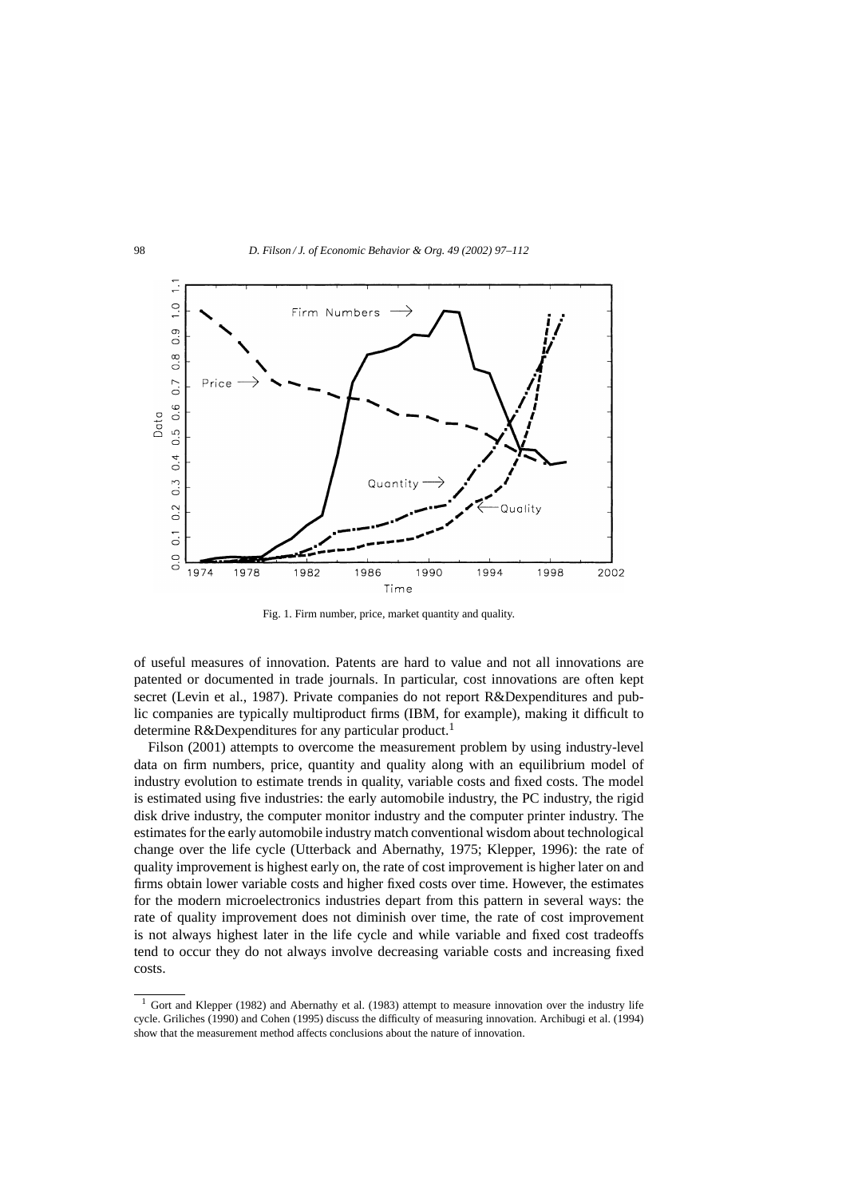Fig. 1. Firm number, price, market quantity and quality.

of useful measures of innovation. Patents are hard to value and not all innovations are patented or documented in trade journals. In particular, cost innovations are often kept secret (Levin et al., 1987). Private companies do not report R&Dexpenditures and public companies are typically multiproduct firms (IBM, for example), making it difficult to determine R&Dexpenditures for any particular product.[1]

Filson (2001) attempts to overcome the measurement problem by using industry-level data on firm numbers, price, quantity and quality along with an equilibrium model of industry evolution to estimate trends in quality, variable costs and fixed costs. The model is estimated using five industries: the early automobile industry, the PC industry, the rigid disk drive industry, the computer monitor industry and the computer printer industry. The estimates for the early automobile industry match conventional wisdom about technological change over the life cycle (Utterback and Abernathy, 1975; Klepper, 1996): the rate of quality improvement is highest early on, the rate of cost improvement is higher later on and firms obtain lower variable costs and higher fixed costs over time. However, the estimates for the modern microelectronics industries depart from this pattern in several ways: the rate of quality improvement does not diminish over time, the rate of cost improvement is not always highest later in the life cycle and while variable and fixed cost tradeoffs tend to occur they do not always involve decreasing variable costs and increasing fixed costs.

[1] Gort and Klepper (1982) and Abernathy et al. (1983) attempt to measure innovation over the industry life cycle. Griliches (1990) and Cohen (1995) discuss the difficulty of measuring innovation. Archibugi et al. (1994) show that the measurement method affects conclusions about the nature of innovation.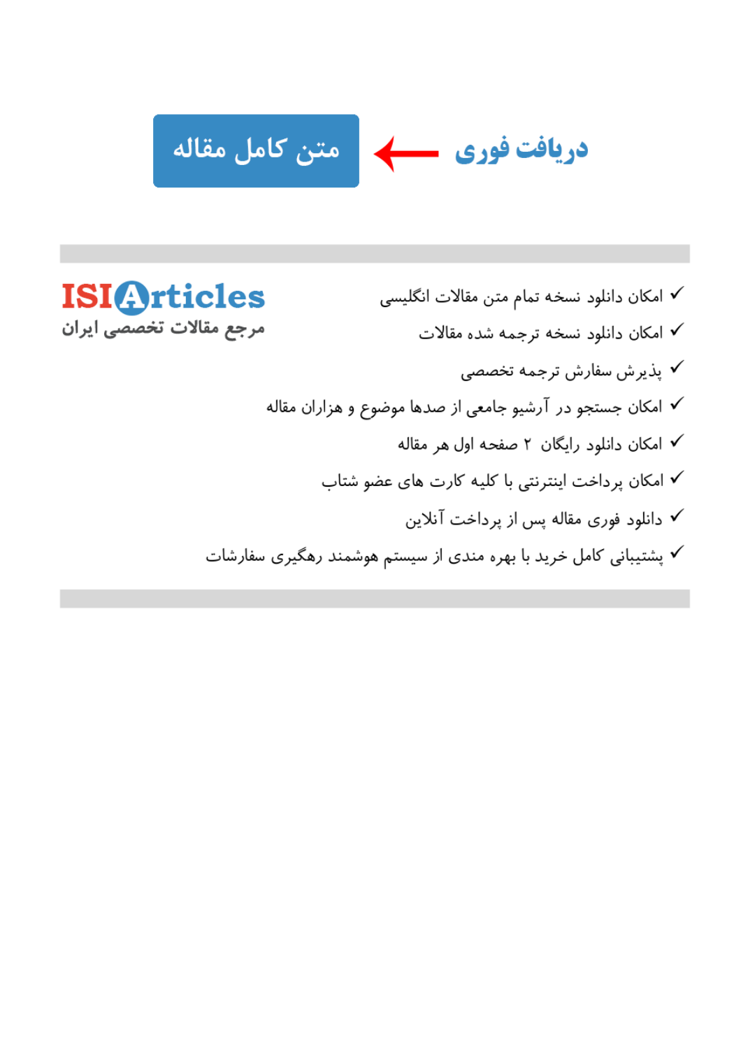دریافت فوری ← **متن کامل مقاله**

**ISIArticles**
مرجع مقالات تخصصی ایران

- ✓ امکان دانلود نسخه تمام متن مقالات انگلیسی
- ✓ امکان دانلود نسخه ترجمه شده مقالات
- ✓ پذیرش سفارش ترجمه تخصصی
- ✓ امکان جستجو در آرشیو جامعی از صدها موضوع و هزاران مقاله
- ✓ امکان دانلود رایگان ۲ صفحه اول هر مقاله
- ✓ امکان پرداخت اینترنتی با کلیه کارت های عضو شتاب
- ✓ دانلود فوری مقاله پس از پرداخت آنلاین
- ✓ پشتیبانی کامل خرید با بهره مندی از سیستم هوشمند رهگیری سفارشات